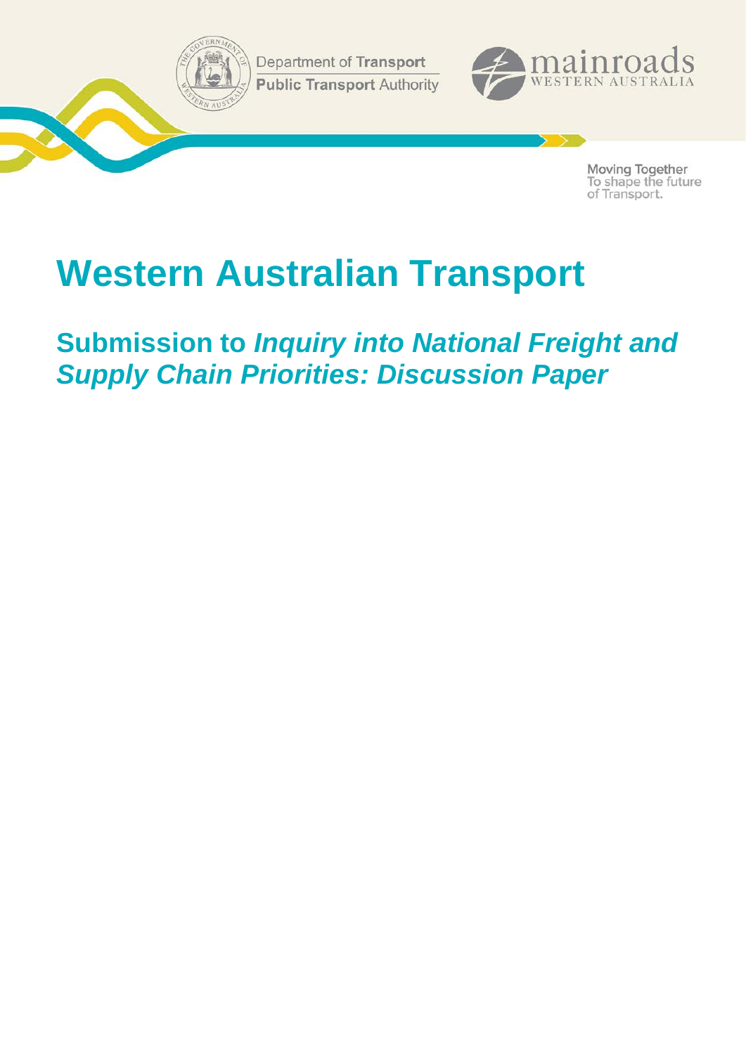Department of **Transport**
**Public Transport** Authority

mainroads
WESTERN AUSTRALIA

Moving Together
To shape the future
of Transport.

# Western Australian Transport

## Submission to *Inquiry into National Freight and Supply Chain Priorities: Discussion Paper*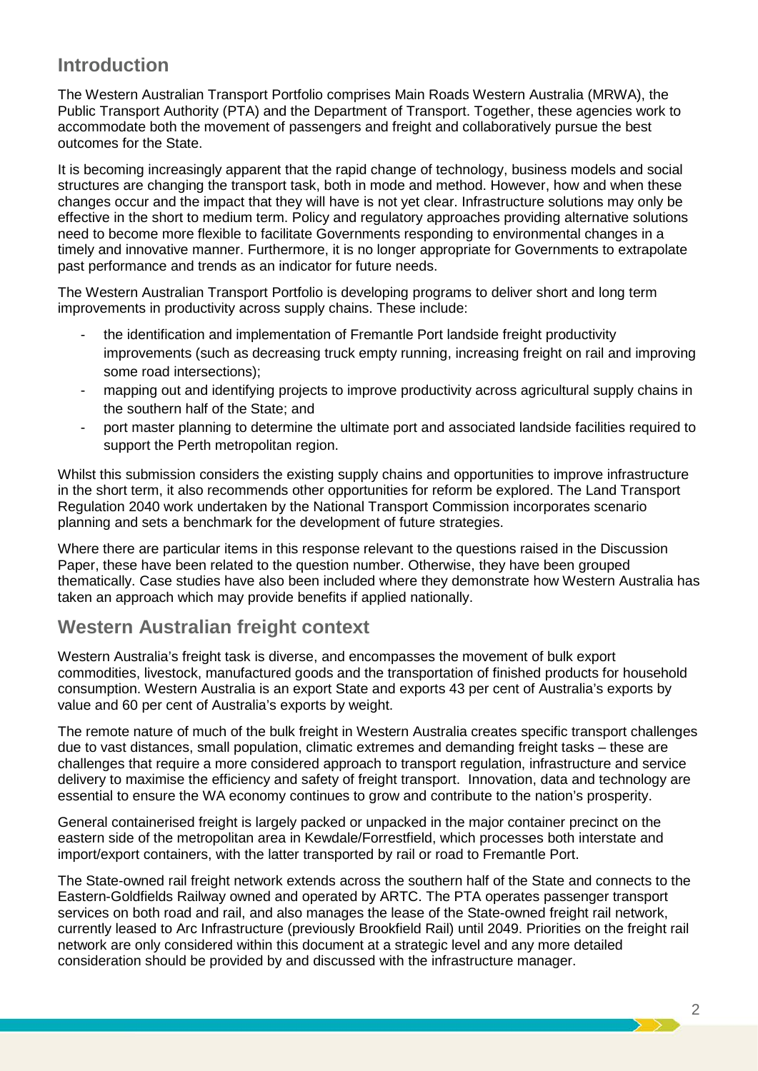## Introduction

The Western Australian Transport Portfolio comprises Main Roads Western Australia (MRWA), the Public Transport Authority (PTA) and the Department of Transport. Together, these agencies work to accommodate both the movement of passengers and freight and collaboratively pursue the best outcomes for the State.

It is becoming increasingly apparent that the rapid change of technology, business models and social structures are changing the transport task, both in mode and method. However, how and when these changes occur and the impact that they will have is not yet clear. Infrastructure solutions may only be effective in the short to medium term. Policy and regulatory approaches providing alternative solutions need to become more flexible to facilitate Governments responding to environmental changes in a timely and innovative manner. Furthermore, it is no longer appropriate for Governments to extrapolate past performance and trends as an indicator for future needs.

The Western Australian Transport Portfolio is developing programs to deliver short and long term improvements in productivity across supply chains. These include:

- the identification and implementation of Fremantle Port landside freight productivity improvements (such as decreasing truck empty running, increasing freight on rail and improving some road intersections);
- mapping out and identifying projects to improve productivity across agricultural supply chains in the southern half of the State; and
- port master planning to determine the ultimate port and associated landside facilities required to support the Perth metropolitan region.

Whilst this submission considers the existing supply chains and opportunities to improve infrastructure in the short term, it also recommends other opportunities for reform be explored. The Land Transport Regulation 2040 work undertaken by the National Transport Commission incorporates scenario planning and sets a benchmark for the development of future strategies.

Where there are particular items in this response relevant to the questions raised in the Discussion Paper, these have been related to the question number. Otherwise, they have been grouped thematically. Case studies have also been included where they demonstrate how Western Australia has taken an approach which may provide benefits if applied nationally.

## Western Australian freight context

Western Australia's freight task is diverse, and encompasses the movement of bulk export commodities, livestock, manufactured goods and the transportation of finished products for household consumption. Western Australia is an export State and exports 43 per cent of Australia's exports by value and 60 per cent of Australia's exports by weight.

The remote nature of much of the bulk freight in Western Australia creates specific transport challenges due to vast distances, small population, climatic extremes and demanding freight tasks – these are challenges that require a more considered approach to transport regulation, infrastructure and service delivery to maximise the efficiency and safety of freight transport. Innovation, data and technology are essential to ensure the WA economy continues to grow and contribute to the nation's prosperity.

General containerised freight is largely packed or unpacked in the major container precinct on the eastern side of the metropolitan area in Kewdale/Forrestfield, which processes both interstate and import/export containers, with the latter transported by rail or road to Fremantle Port.

The State-owned rail freight network extends across the southern half of the State and connects to the Eastern-Goldfields Railway owned and operated by ARTC. The PTA operates passenger transport services on both road and rail, and also manages the lease of the State-owned freight rail network, currently leased to Arc Infrastructure (previously Brookfield Rail) until 2049. Priorities on the freight rail network are only considered within this document at a strategic level and any more detailed consideration should be provided by and discussed with the infrastructure manager.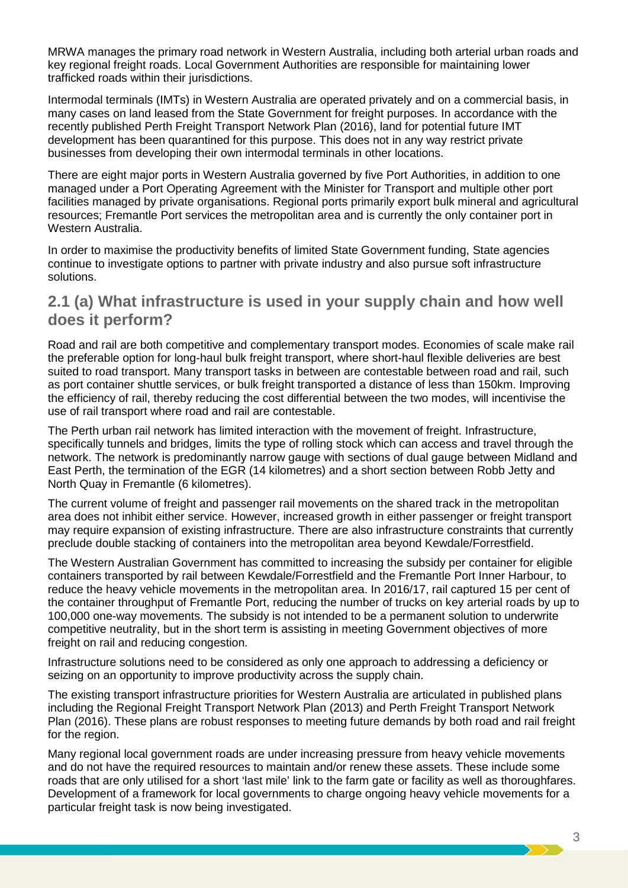MRWA manages the primary road network in Western Australia, including both arterial urban roads and key regional freight roads. Local Government Authorities are responsible for maintaining lower trafficked roads within their jurisdictions.

Intermodal terminals (IMTs) in Western Australia are operated privately and on a commercial basis, in many cases on land leased from the State Government for freight purposes. In accordance with the recently published Perth Freight Transport Network Plan (2016), land for potential future IMT development has been quarantined for this purpose. This does not in any way restrict private businesses from developing their own intermodal terminals in other locations.

There are eight major ports in Western Australia governed by five Port Authorities, in addition to one managed under a Port Operating Agreement with the Minister for Transport and multiple other port facilities managed by private organisations. Regional ports primarily export bulk mineral and agricultural resources; Fremantle Port services the metropolitan area and is currently the only container port in Western Australia.

In order to maximise the productivity benefits of limited State Government funding, State agencies continue to investigate options to partner with private industry and also pursue soft infrastructure solutions.

## 2.1 (a) What infrastructure is used in your supply chain and how well does it perform?

Road and rail are both competitive and complementary transport modes. Economies of scale make rail the preferable option for long-haul bulk freight transport, where short-haul flexible deliveries are best suited to road transport. Many transport tasks in between are contestable between road and rail, such as port container shuttle services, or bulk freight transported a distance of less than 150km. Improving the efficiency of rail, thereby reducing the cost differential between the two modes, will incentivise the use of rail transport where road and rail are contestable.

The Perth urban rail network has limited interaction with the movement of freight. Infrastructure, specifically tunnels and bridges, limits the type of rolling stock which can access and travel through the network. The network is predominantly narrow gauge with sections of dual gauge between Midland and East Perth, the termination of the EGR (14 kilometres) and a short section between Robb Jetty and North Quay in Fremantle (6 kilometres).

The current volume of freight and passenger rail movements on the shared track in the metropolitan area does not inhibit either service. However, increased growth in either passenger or freight transport may require expansion of existing infrastructure. There are also infrastructure constraints that currently preclude double stacking of containers into the metropolitan area beyond Kewdale/Forrestfield.

The Western Australian Government has committed to increasing the subsidy per container for eligible containers transported by rail between Kewdale/Forrestfield and the Fremantle Port Inner Harbour, to reduce the heavy vehicle movements in the metropolitan area. In 2016/17, rail captured 15 per cent of the container throughput of Fremantle Port, reducing the number of trucks on key arterial roads by up to 100,000 one-way movements. The subsidy is not intended to be a permanent solution to underwrite competitive neutrality, but in the short term is assisting in meeting Government objectives of more freight on rail and reducing congestion.

Infrastructure solutions need to be considered as only one approach to addressing a deficiency or seizing on an opportunity to improve productivity across the supply chain.

The existing transport infrastructure priorities for Western Australia are articulated in published plans including the Regional Freight Transport Network Plan (2013) and Perth Freight Transport Network Plan (2016). These plans are robust responses to meeting future demands by both road and rail freight for the region.

Many regional local government roads are under increasing pressure from heavy vehicle movements and do not have the required resources to maintain and/or renew these assets. These include some roads that are only utilised for a short 'last mile' link to the farm gate or facility as well as thoroughfares. Development of a framework for local governments to charge ongoing heavy vehicle movements for a particular freight task is now being investigated.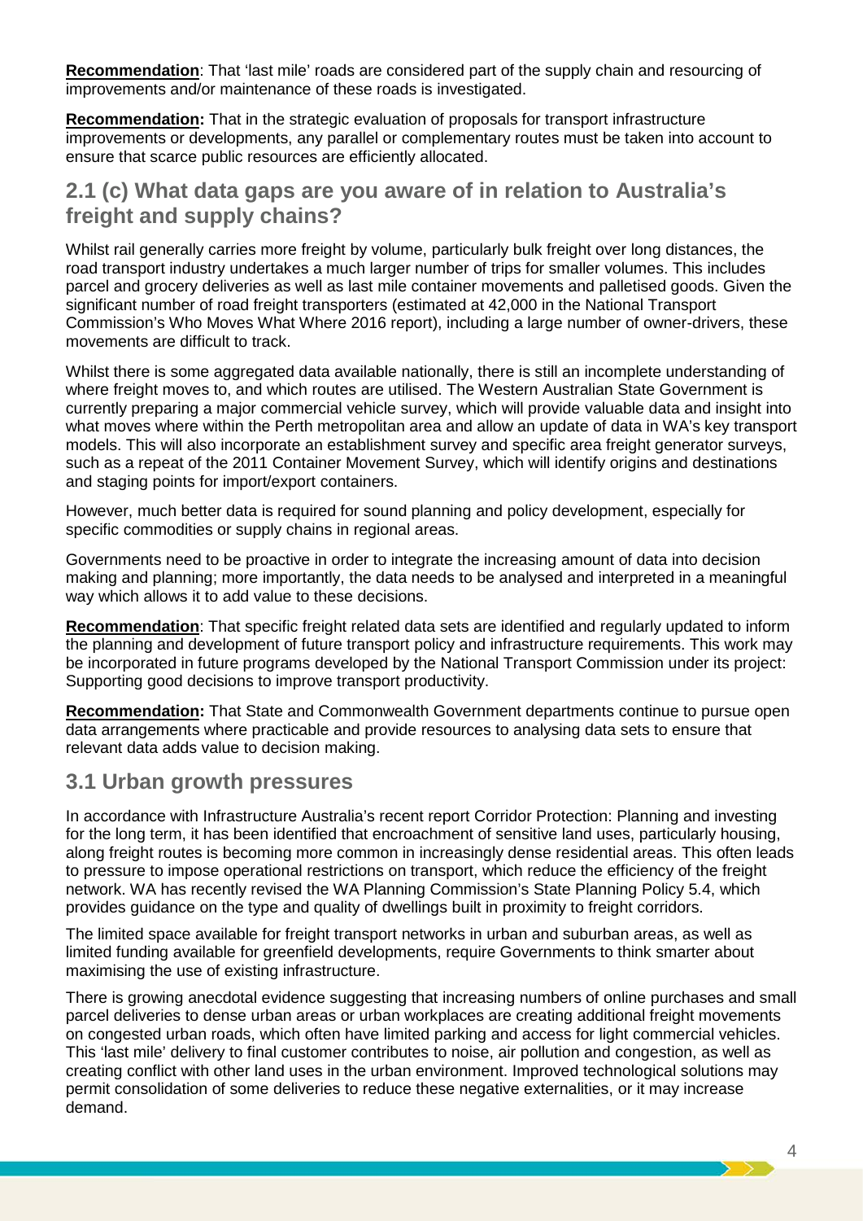**Recommendation**: That 'last mile' roads are considered part of the supply chain and resourcing of improvements and/or maintenance of these roads is investigated.

**Recommendation:** That in the strategic evaluation of proposals for transport infrastructure improvements or developments, any parallel or complementary routes must be taken into account to ensure that scarce public resources are efficiently allocated.

## 2.1 (c) What data gaps are you aware of in relation to Australia's freight and supply chains?

Whilst rail generally carries more freight by volume, particularly bulk freight over long distances, the road transport industry undertakes a much larger number of trips for smaller volumes. This includes parcel and grocery deliveries as well as last mile container movements and palletised goods. Given the significant number of road freight transporters (estimated at 42,000 in the National Transport Commission's Who Moves What Where 2016 report), including a large number of owner-drivers, these movements are difficult to track.

Whilst there is some aggregated data available nationally, there is still an incomplete understanding of where freight moves to, and which routes are utilised. The Western Australian State Government is currently preparing a major commercial vehicle survey, which will provide valuable data and insight into what moves where within the Perth metropolitan area and allow an update of data in WA's key transport models. This will also incorporate an establishment survey and specific area freight generator surveys, such as a repeat of the 2011 Container Movement Survey, which will identify origins and destinations and staging points for import/export containers.

However, much better data is required for sound planning and policy development, especially for specific commodities or supply chains in regional areas.

Governments need to be proactive in order to integrate the increasing amount of data into decision making and planning; more importantly, the data needs to be analysed and interpreted in a meaningful way which allows it to add value to these decisions.

**Recommendation**: That specific freight related data sets are identified and regularly updated to inform the planning and development of future transport policy and infrastructure requirements. This work may be incorporated in future programs developed by the National Transport Commission under its project: Supporting good decisions to improve transport productivity.

**Recommendation:** That State and Commonwealth Government departments continue to pursue open data arrangements where practicable and provide resources to analysing data sets to ensure that relevant data adds value to decision making.

## 3.1 Urban growth pressures

In accordance with Infrastructure Australia's recent report Corridor Protection: Planning and investing for the long term, it has been identified that encroachment of sensitive land uses, particularly housing, along freight routes is becoming more common in increasingly dense residential areas. This often leads to pressure to impose operational restrictions on transport, which reduce the efficiency of the freight network. WA has recently revised the WA Planning Commission's State Planning Policy 5.4, which provides guidance on the type and quality of dwellings built in proximity to freight corridors.

The limited space available for freight transport networks in urban and suburban areas, as well as limited funding available for greenfield developments, require Governments to think smarter about maximising the use of existing infrastructure.

There is growing anecdotal evidence suggesting that increasing numbers of online purchases and small parcel deliveries to dense urban areas or urban workplaces are creating additional freight movements on congested urban roads, which often have limited parking and access for light commercial vehicles. This 'last mile' delivery to final customer contributes to noise, air pollution and congestion, as well as creating conflict with other land uses in the urban environment. Improved technological solutions may permit consolidation of some deliveries to reduce these negative externalities, or it may increase demand.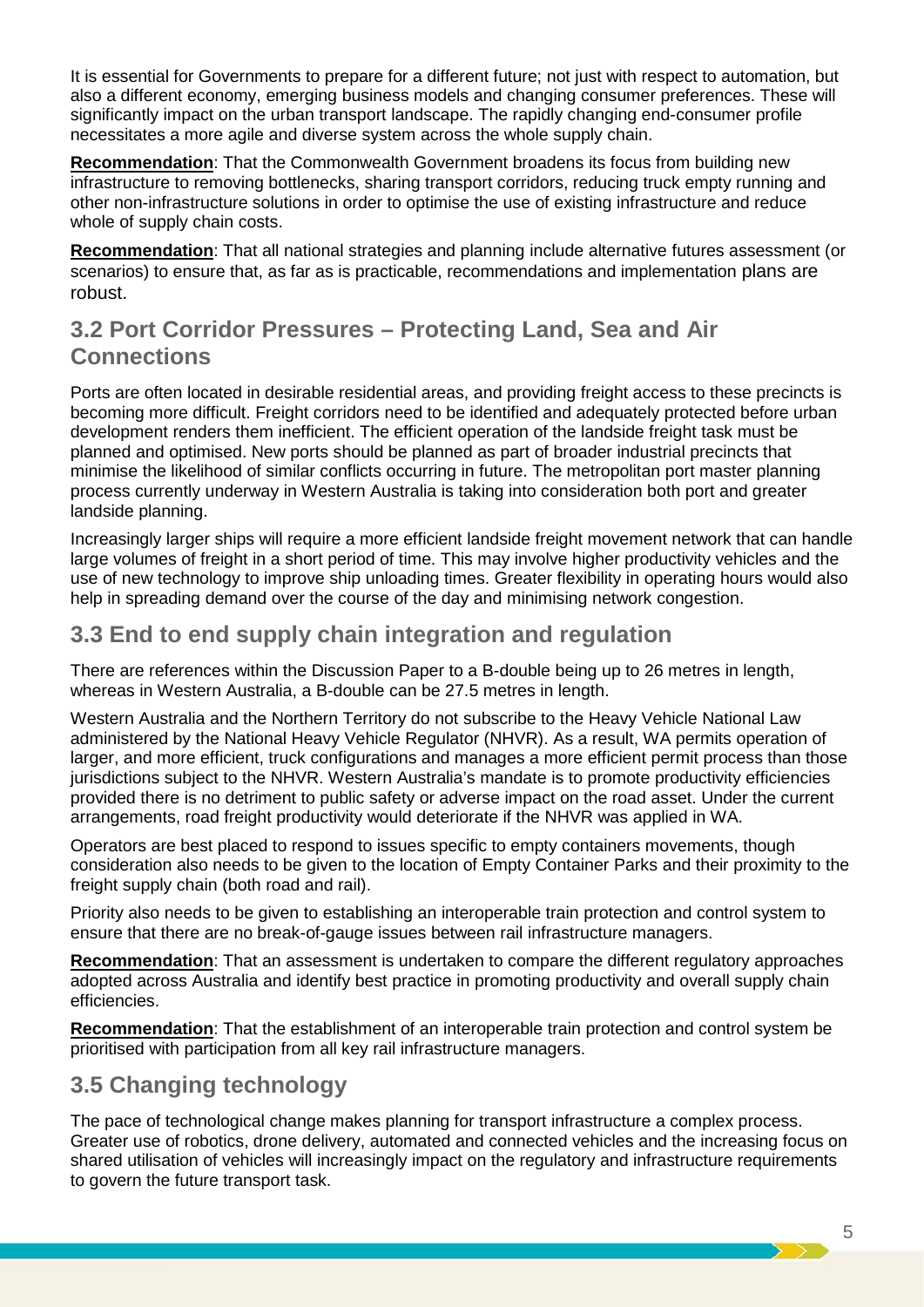It is essential for Governments to prepare for a different future; not just with respect to automation, but also a different economy, emerging business models and changing consumer preferences. These will significantly impact on the urban transport landscape. The rapidly changing end-consumer profile necessitates a more agile and diverse system across the whole supply chain.

**Recommendation**: That the Commonwealth Government broadens its focus from building new infrastructure to removing bottlenecks, sharing transport corridors, reducing truck empty running and other non-infrastructure solutions in order to optimise the use of existing infrastructure and reduce whole of supply chain costs.

**Recommendation**: That all national strategies and planning include alternative futures assessment (or scenarios) to ensure that, as far as is practicable, recommendations and implementation plans are robust.

## 3.2 Port Corridor Pressures – Protecting Land, Sea and Air Connections

Ports are often located in desirable residential areas, and providing freight access to these precincts is becoming more difficult. Freight corridors need to be identified and adequately protected before urban development renders them inefficient. The efficient operation of the landside freight task must be planned and optimised. New ports should be planned as part of broader industrial precincts that minimise the likelihood of similar conflicts occurring in future. The metropolitan port master planning process currently underway in Western Australia is taking into consideration both port and greater landside planning.

Increasingly larger ships will require a more efficient landside freight movement network that can handle large volumes of freight in a short period of time. This may involve higher productivity vehicles and the use of new technology to improve ship unloading times. Greater flexibility in operating hours would also help in spreading demand over the course of the day and minimising network congestion.

## 3.3 End to end supply chain integration and regulation

There are references within the Discussion Paper to a B-double being up to 26 metres in length, whereas in Western Australia, a B-double can be 27.5 metres in length.

Western Australia and the Northern Territory do not subscribe to the Heavy Vehicle National Law administered by the National Heavy Vehicle Regulator (NHVR). As a result, WA permits operation of larger, and more efficient, truck configurations and manages a more efficient permit process than those jurisdictions subject to the NHVR. Western Australia's mandate is to promote productivity efficiencies provided there is no detriment to public safety or adverse impact on the road asset. Under the current arrangements, road freight productivity would deteriorate if the NHVR was applied in WA.

Operators are best placed to respond to issues specific to empty containers movements, though consideration also needs to be given to the location of Empty Container Parks and their proximity to the freight supply chain (both road and rail).

Priority also needs to be given to establishing an interoperable train protection and control system to ensure that there are no break-of-gauge issues between rail infrastructure managers.

**Recommendation**: That an assessment is undertaken to compare the different regulatory approaches adopted across Australia and identify best practice in promoting productivity and overall supply chain efficiencies.

**Recommendation**: That the establishment of an interoperable train protection and control system be prioritised with participation from all key rail infrastructure managers.

## 3.5 Changing technology

The pace of technological change makes planning for transport infrastructure a complex process. Greater use of robotics, drone delivery, automated and connected vehicles and the increasing focus on shared utilisation of vehicles will increasingly impact on the regulatory and infrastructure requirements to govern the future transport task.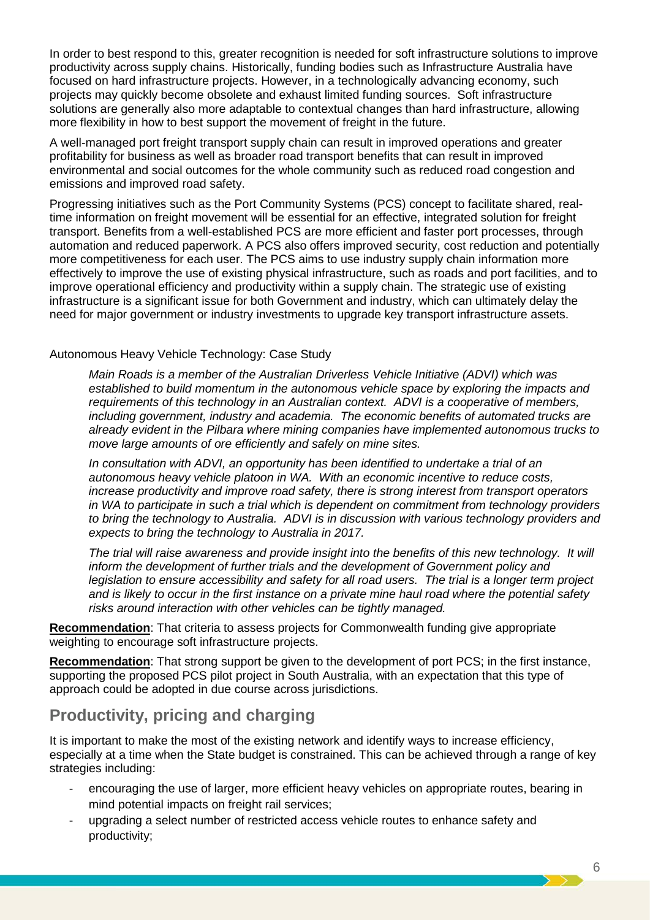In order to best respond to this, greater recognition is needed for soft infrastructure solutions to improve productivity across supply chains. Historically, funding bodies such as Infrastructure Australia have focused on hard infrastructure projects. However, in a technologically advancing economy, such projects may quickly become obsolete and exhaust limited funding sources. Soft infrastructure solutions are generally also more adaptable to contextual changes than hard infrastructure, allowing more flexibility in how to best support the movement of freight in the future.

A well-managed port freight transport supply chain can result in improved operations and greater profitability for business as well as broader road transport benefits that can result in improved environmental and social outcomes for the whole community such as reduced road congestion and emissions and improved road safety.

Progressing initiatives such as the Port Community Systems (PCS) concept to facilitate shared, real-time information on freight movement will be essential for an effective, integrated solution for freight transport. Benefits from a well-established PCS are more efficient and faster port processes, through automation and reduced paperwork. A PCS also offers improved security, cost reduction and potentially more competitiveness for each user. The PCS aims to use industry supply chain information more effectively to improve the use of existing physical infrastructure, such as roads and port facilities, and to improve operational efficiency and productivity within a supply chain. The strategic use of existing infrastructure is a significant issue for both Government and industry, which can ultimately delay the need for major government or industry investments to upgrade key transport infrastructure assets.

Autonomous Heavy Vehicle Technology: Case Study

> *Main Roads is a member of the Australian Driverless Vehicle Initiative (ADVI) which was established to build momentum in the autonomous vehicle space by exploring the impacts and requirements of this technology in an Australian context. ADVI is a cooperative of members, including government, industry and academia. The economic benefits of automated trucks are already evident in the Pilbara where mining companies have implemented autonomous trucks to move large amounts of ore efficiently and safely on mine sites.*
>
> *In consultation with ADVI, an opportunity has been identified to undertake a trial of an autonomous heavy vehicle platoon in WA. With an economic incentive to reduce costs, increase productivity and improve road safety, there is strong interest from transport operators in WA to participate in such a trial which is dependent on commitment from technology providers to bring the technology to Australia. ADVI is in discussion with various technology providers and expects to bring the technology to Australia in 2017.*
>
> *The trial will raise awareness and provide insight into the benefits of this new technology. It will inform the development of further trials and the development of Government policy and legislation to ensure accessibility and safety for all road users. The trial is a longer term project and is likely to occur in the first instance on a private mine haul road where the potential safety risks around interaction with other vehicles can be tightly managed.*

**Recommendation**: That criteria to assess projects for Commonwealth funding give appropriate weighting to encourage soft infrastructure projects.

**Recommendation**: That strong support be given to the development of port PCS; in the first instance, supporting the proposed PCS pilot project in South Australia, with an expectation that this type of approach could be adopted in due course across jurisdictions.

## Productivity, pricing and charging

It is important to make the most of the existing network and identify ways to increase efficiency, especially at a time when the State budget is constrained. This can be achieved through a range of key strategies including:

- encouraging the use of larger, more efficient heavy vehicles on appropriate routes, bearing in mind potential impacts on freight rail services;
- upgrading a select number of restricted access vehicle routes to enhance safety and productivity;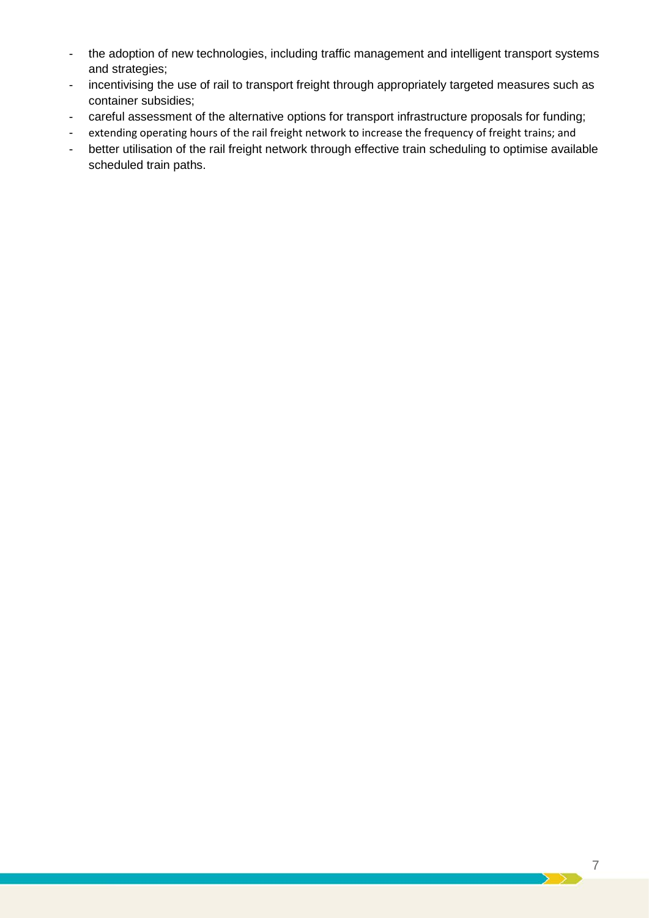- the adoption of new technologies, including traffic management and intelligent transport systems and strategies;
- incentivising the use of rail to transport freight through appropriately targeted measures such as container subsidies;
- careful assessment of the alternative options for transport infrastructure proposals for funding;
- extending operating hours of the rail freight network to increase the frequency of freight trains; and
- better utilisation of the rail freight network through effective train scheduling to optimise available scheduled train paths.